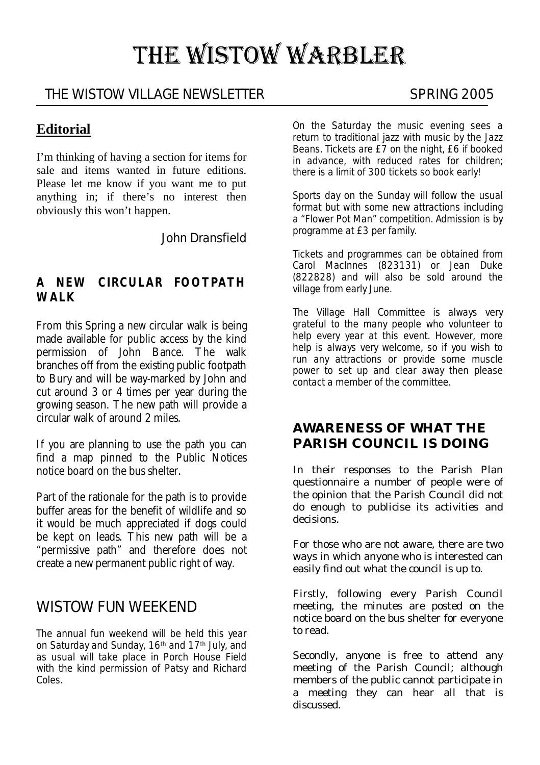# The Wistow Warbler

THE WISTOW VILLAGE NEWSLETTER SPRING 2005

## Editorial

I'm thinking of having a section for items for sale and items wanted in future editions. Please let me know if you want me to put anything in; if there's no interest then obviously this won't happen.

John Dransfield

### A NEW CIRCULAR FOOTPATH WALK

From this Spring a new circular walk is being made available for public access by the kind permission of John Bance. The walk branches off from the existing public footpath to Bury and will be way-marked by John and cut around 3 or 4 times per year during the growing season. The new path will provide a circular walk of around 2 miles.

If you are planning to use the path you can find a map pinned to the Public Notices notice board on the bus shelter.

Part of the rationale for the path is to provide buffer areas for the benefit of wildlife and so it would be much appreciated if dogs could be kept on leads. This new path will be a "permissive path" and therefore does not create a new permanent public right of way.

## WISTOW FUN WEEKEND

The annual fun weekend will be held this year on Saturday and Sunday, 16th and 17th July, and as usual will take place in Porch House Field with the kind permission of Patsy and Richard Coles.

On the Saturday the music evening sees a return to traditional jazz with music by the Jazz Beans. Tickets are £7 on the night, £6 if booked in advance, with reduced rates for children; there is a limit of 300 tickets so book early!

Sports day on the Sunday will follow the usual format but with some new attractions including a "Flower Pot Man" competition. Admission is by programme at £3 per family.

Tickets and programmes can be obtained from Carol MacInnes (823131) or Jean Duke (822828) and will also be sold around the village from early June.

The Village Hall Committee is always very grateful to the many people who volunteer to help every year at this event. However, more help is always very welcome, so if you wish to run any attractions or provide some muscle power to set up and clear away then please contact a member of the committee.

### AWARENESS OF WHAT THE PARISH COUNCIL IS DOING

In their responses to the Parish Plan questionnaire a number of people were of the opinion that the Parish Council did not do enough to publicise its activities and decisions.

For those who are not aware, there are two ways in which anyone who is interested can easily find out what the council is up to.

Firstly, following every Parish Council meeting, the minutes are posted on the notice board on the bus shelter for everyone to read.

Secondly, anyone is free to attend any meeting of the Parish Council; although members of the public cannot participate in a meeting they can hear all that is discussed.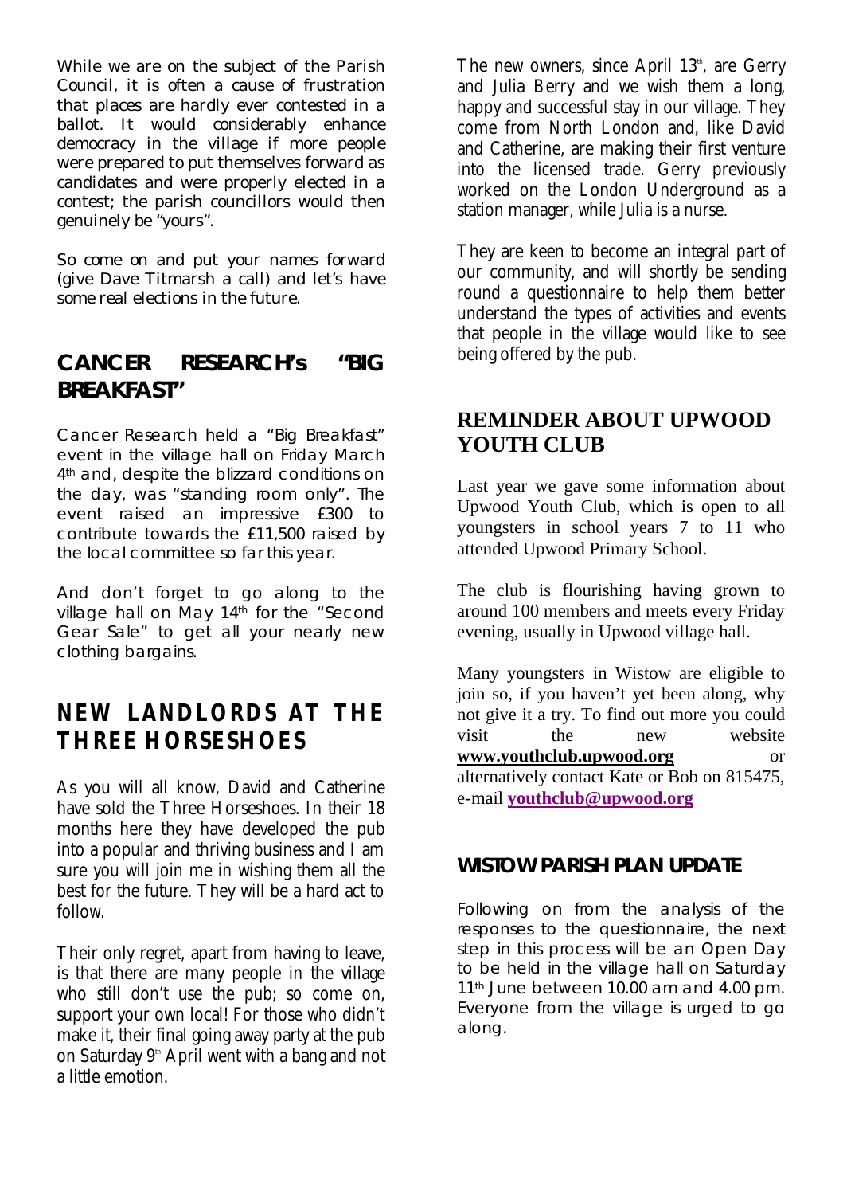While we are on the subject of the Parish Council, it is often a cause of frustration that places are hardly ever contested in a ballot. It would considerably enhance democracy in the village if more people were prepared to put themselves forward as candidates and were properly elected in a contest; the parish councillors would then genuinely be "yours".

So come on and put your names forward (give Dave Titmarsh a call) and let's have some real elections in the future.

## CANCER RESEARCH's "BIG BREAKFAST"

Cancer Research held a "Big Breakfast" event in the village hall on Friday March 4th and, despite the blizzard conditions on the day, was "standing room only". The event raised an impressive £300 to contribute towards the £11,500 raised by the local committee so far this year.

And don't forget to go along to the village hall on May 14th for the "Second Gear Sale" to get all your nearly new clothing bargains.

## NEW LANDLORDS AT THE THREE HORSESHOES

As you will all know, David and Catherine have sold the Three Horseshoes. In their 18 months here they have developed the pub into a popular and thriving business and I am sure you will join me in wishing them all the best for the future. They will be a hard act to follow.

Their only regret, apart from having to leave, is that there are many people in the village who still don't use the pub; so come on, support your own local! For those who didn't make it, their final going away party at the pub on Saturday 9th April went with a bang and not a little emotion.

The new owners, since April 13th, are Gerry and Julia Berry and we wish them a long, happy and successful stay in our village. They come from North London and, like David and Catherine, are making their first venture into the licensed trade. Gerry previously worked on the London Underground as a station manager, while Julia is a nurse.

They are keen to become an integral part of our community, and will shortly be sending round a questionnaire to help them better understand the types of activities and events that people in the village would like to see being offered by the pub.

## REMINDER ABOUT UPWOOD YOUTH CLUB

Last year we gave some information about Upwood Youth Club, which is open to all youngsters in school years 7 to 11 who attended Upwood Primary School.

The club is flourishing having grown to around 100 members and meets every Friday evening, usually in Upwood village hall.

Many youngsters in Wistow are eligible to join so, if you haven't yet been along, why not give it a try. To find out more you could visit the new website **www.youthclub.upwood.org** or alternatively contact Kate or Bob on 815475, e-mail **youthclub@upwood.org**

## WISTOW PARISH PLAN UPDATE

Following on from the analysis of the responses to the questionnaire, the next step in this process will be an Open Day to be held in the village hall on Saturday 11th June between 10.00 am and 4.00 pm. Everyone from the village is urged to go along.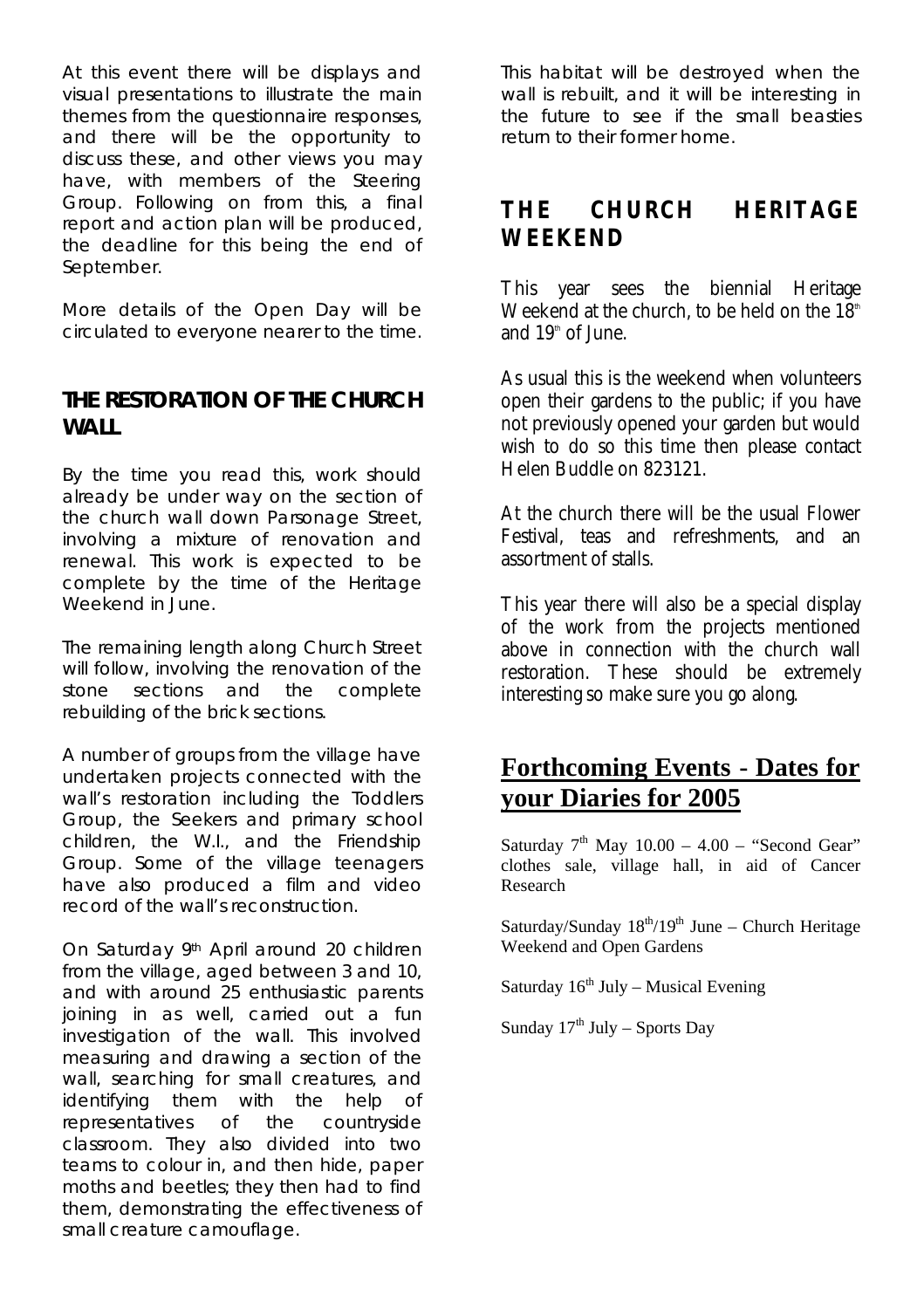At this event there will be displays and visual presentations to illustrate the main themes from the questionnaire responses, and there will be the opportunity to discuss these, and other views you may have, with members of the Steering Group. Following on from this, a final report and action plan will be produced, the deadline for this being the end of September.

More details of the Open Day will be circulated to everyone nearer to the time.

## THE RESTORATION OF THE CHURCH WALL

By the time you read this, work should already be under way on the section of the church wall down Parsonage Street, involving a mixture of renovation and renewal. This work is expected to be complete by the time of the Heritage Weekend in June.

The remaining length along Church Street will follow, involving the renovation of the stone sections and the complete rebuilding of the brick sections.

A number of groups from the village have undertaken projects connected with the wall's restoration including the Toddlers Group, the Seekers and primary school children, the W.I., and the Friendship Group. Some of the village teenagers have also produced a film and video record of the wall's reconstruction.

On Saturday 9th April around 20 children from the village, aged between 3 and 10, and with around 25 enthusiastic parents joining in as well, carried out a fun investigation of the wall. This involved measuring and drawing a section of the wall, searching for small creatures, and identifying them with the help of representatives of the countryside classroom. They also divided into two teams to colour in, and then hide, paper moths and beetles; they then had to find them, demonstrating the effectiveness of small creature camouflage.

This habitat will be destroyed when the wall is rebuilt, and it will be interesting in the future to see if the small beasties return to their former home.

## THE CHURCH HERITAGE WEEKEND

This year sees the biennial Heritage Weekend at the church, to be held on the 18th and 19th of June.

As usual this is the weekend when volunteers open their gardens to the public; if you have not previously opened your garden but would wish to do so this time then please contact Helen Buddle on 823121.

At the church there will be the usual Flower Festival, teas and refreshments, and an assortment of stalls.

This year there will also be a special display of the work from the projects mentioned above in connection with the church wall restoration. These should be extremely interesting so make sure you go along.

## Forthcoming Events - Dates for your Diaries for 2005

Saturday 7th May 10.00 – 4.00 – "Second Gear" clothes sale, village hall, in aid of Cancer Research

Saturday/Sunday 18th/19th June – Church Heritage Weekend and Open Gardens

Saturday 16th July – Musical Evening

Sunday 17th July – Sports Day